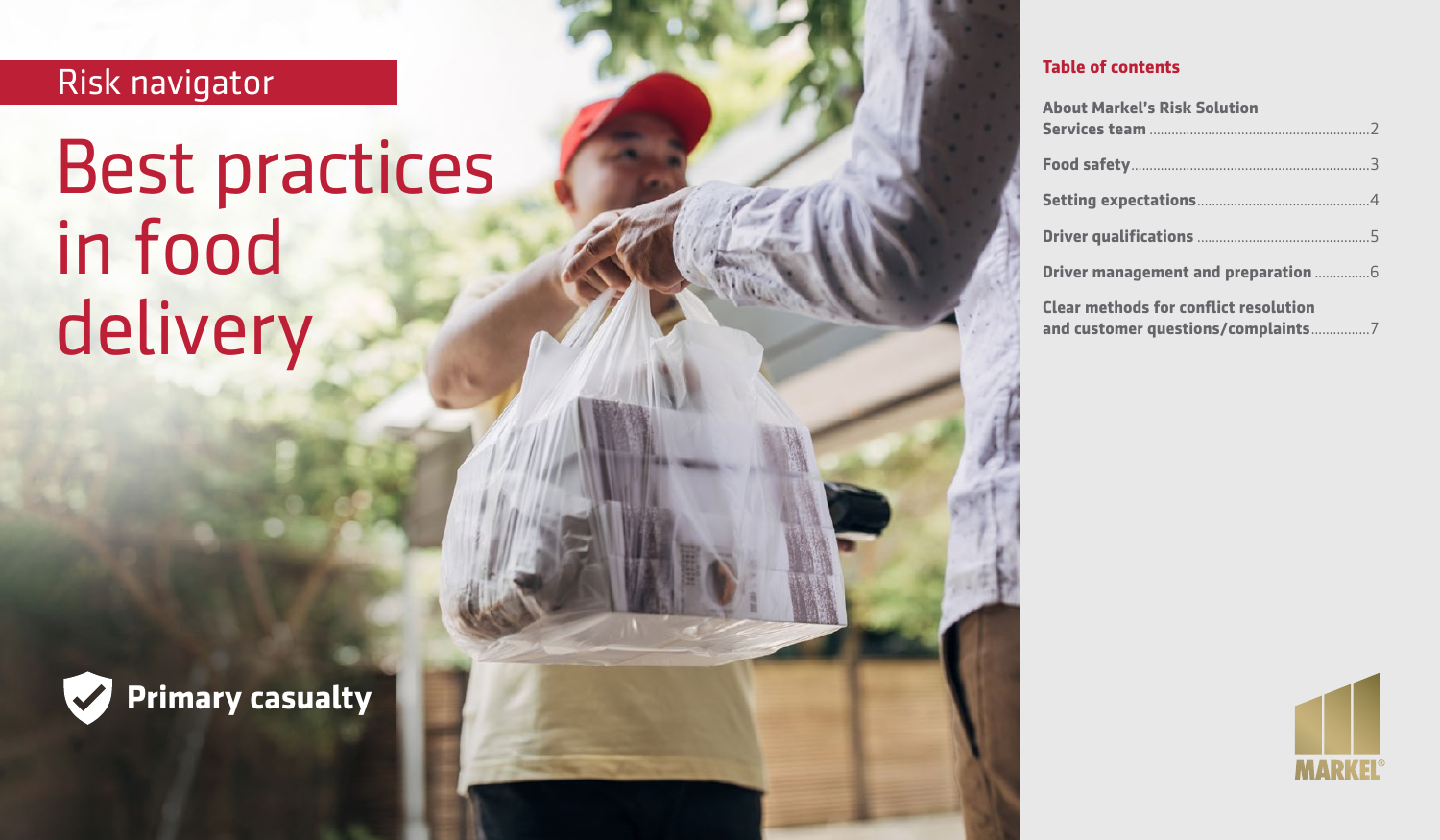Risk navigator

# Best practices in food delivery

**Primary casualty**

## Table of contents

| Section | Page |
|---|---|
| About Markel's Risk Solution Services team | 2 |
| Food safety | 3 |
| Setting expectations | 4 |
| Driver qualifications | 5 |
| Driver management and preparation | 6 |
| Clear methods for conflict resolution and customer questions/complaints | 7 |

MARKEL®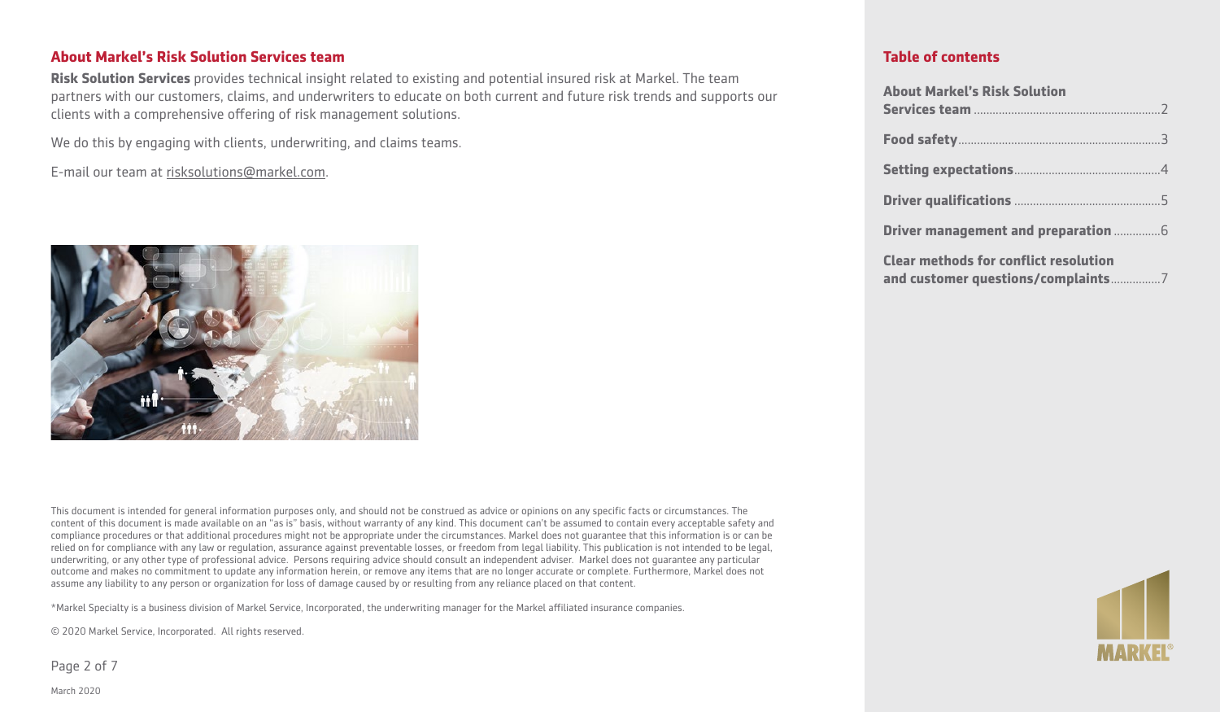## About Markel's Risk Solution Services team

**Risk Solution Services** provides technical insight related to existing and potential insured risk at Markel. The team partners with our customers, claims, and underwriters to educate on both current and future risk trends and supports our clients with a comprehensive offering of risk management solutions.

We do this by engaging with clients, underwriting, and claims teams.

E-mail our team at risksolutions@markel.com.

This document is intended for general information purposes only, and should not be construed as advice or opinions on any specific facts or circumstances. The content of this document is made available on an "as is" basis, without warranty of any kind. This document can't be assumed to contain every acceptable safety and compliance procedures or that additional procedures might not be appropriate under the circumstances. Markel does not guarantee that this information is or can be relied on for compliance with any law or regulation, assurance against preventable losses, or freedom from legal liability. This publication is not intended to be legal, underwriting, or any other type of professional advice. Persons requiring advice should consult an independent adviser. Markel does not guarantee any particular outcome and makes no commitment to update any information herein, or remove any items that are no longer accurate or complete. Furthermore, Markel does not assume any liability to any person or organization for loss of damage caused by or resulting from any reliance placed on that content.

*Markel Specialty is a business division of Markel Service, Incorporated, the underwriting manager for the Markel affiliated insurance companies.

© 2020 Markel Service, Incorporated. All rights reserved.

March 2020

## Table of contents

**About Markel's Risk Solution Services team** .......... 2

**Food safety** .......... 3

**Setting expectations** .......... 4

**Driver qualifications** .......... 5

**Driver management and preparation** .......... 6

**Clear methods for conflict resolution and customer questions/complaints** .......... 7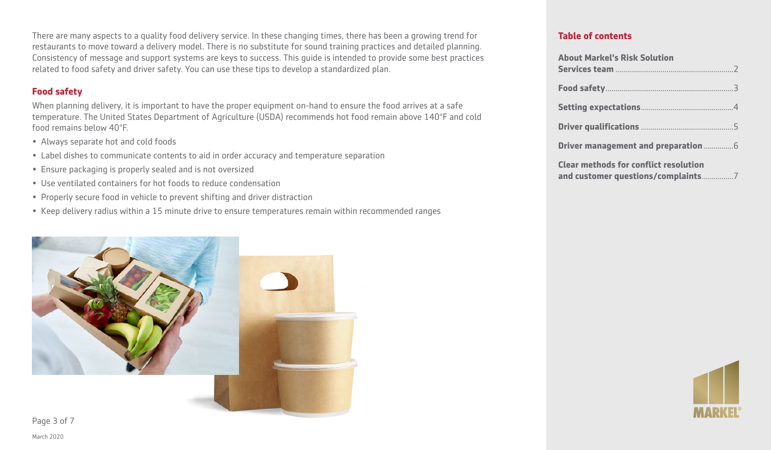There are many aspects to a quality food delivery service. In these changing times, there has been a growing trend for restaurants to move toward a delivery model. There is no substitute for sound training practices and detailed planning. Consistency of message and support systems are keys to success. This guide is intended to provide some best practices related to food safety and driver safety. You can use these tips to develop a standardized plan.

## Food safety

When planning delivery, it is important to have the proper equipment on-hand to ensure the food arrives at a safe temperature. The United States Department of Agriculture (USDA) recommends hot food remain above 140°F and cold food remains below 40°F.

- Always separate hot and cold foods
- Label dishes to communicate contents to aid in order accuracy and temperature separation
- Ensure packaging is properly sealed and is not oversized
- Use ventilated containers for hot foods to reduce condensation
- Properly secure food in vehicle to prevent shifting and driver distraction
- Keep delivery radius within a 15 minute drive to ensure temperatures remain within recommended ranges

March 2020

## Table of contents

| | |
|---|---|
| **About Markel's Risk Solution Services team** | 2 |
| **Food safety** | 3 |
| **Setting expectations** | 4 |
| **Driver qualifications** | 5 |
| **Driver management and preparation** | 6 |
| **Clear methods for conflict resolution and customer questions/complaints** | 7 |

MARKEL®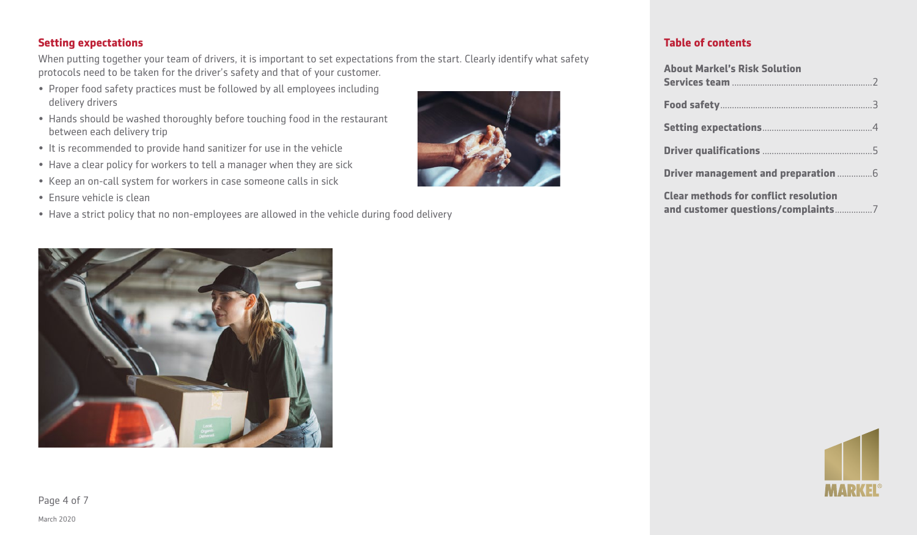## Setting expectations

When putting together your team of drivers, it is important to set expectations from the start. Clearly identify what safety protocols need to be taken for the driver's safety and that of your customer.

- Proper food safety practices must be followed by all employees including delivery drivers
- Hands should be washed thoroughly before touching food in the restaurant between each delivery trip
- It is recommended to provide hand sanitizer for use in the vehicle
- Have a clear policy for workers to tell a manager when they are sick
- Keep an on-call system for workers in case someone calls in sick
- Ensure vehicle is clean
- Have a strict policy that no non-employees are allowed in the vehicle during food delivery

## Table of contents

**About Markel's Risk Solution Services team** .......... 2

**Food safety** .......... 3

**Setting expectations** .......... 4

**Driver qualifications** .......... 5

**Driver management and preparation** .......... 6

**Clear methods for conflict resolution and customer questions/complaints** .......... 7

March 2020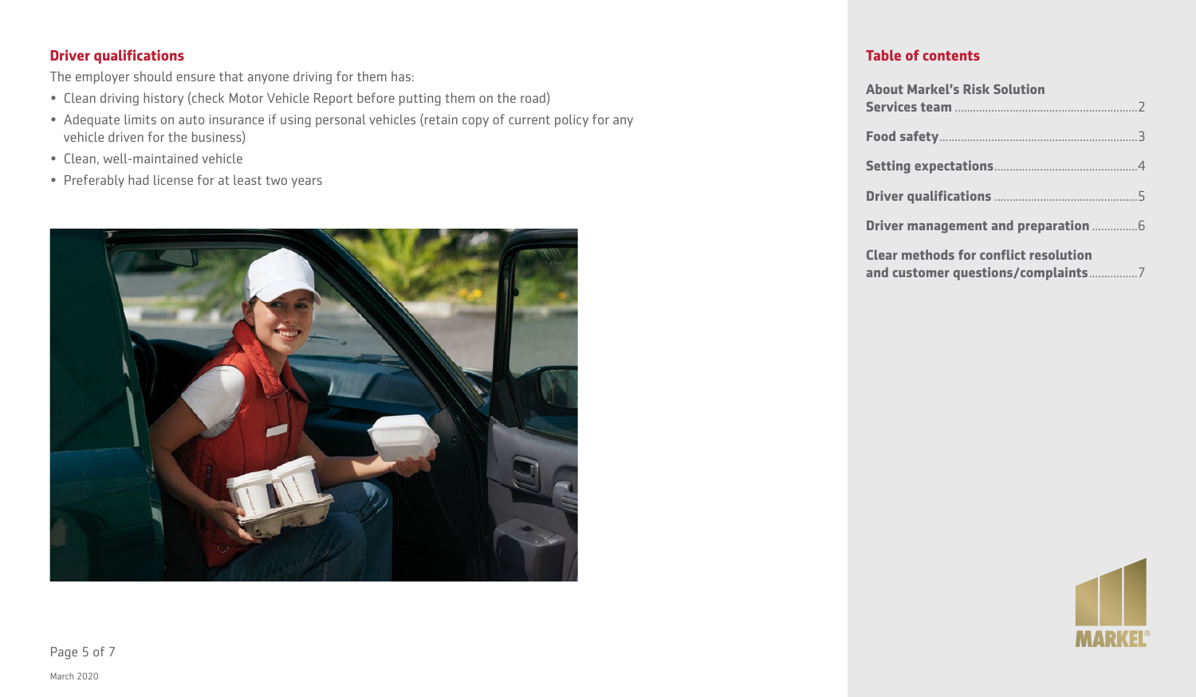## Driver qualifications

The employer should ensure that anyone driving for them has:

- Clean driving history (check Motor Vehicle Report before putting them on the road)
- Adequate limits on auto insurance if using personal vehicles (retain copy of current policy for any vehicle driven for the business)
- Clean, well-maintained vehicle
- Preferably had license for at least two years

## Table of contents

- **About Markel's Risk Solution Services team** ........ 2
- **Food safety** ........ 3
- **Setting expectations** ........ 4
- **Driver qualifications** ........ 5
- **Driver management and preparation** ........ 6
- **Clear methods for conflict resolution and customer questions/complaints** ........ 7

March 2020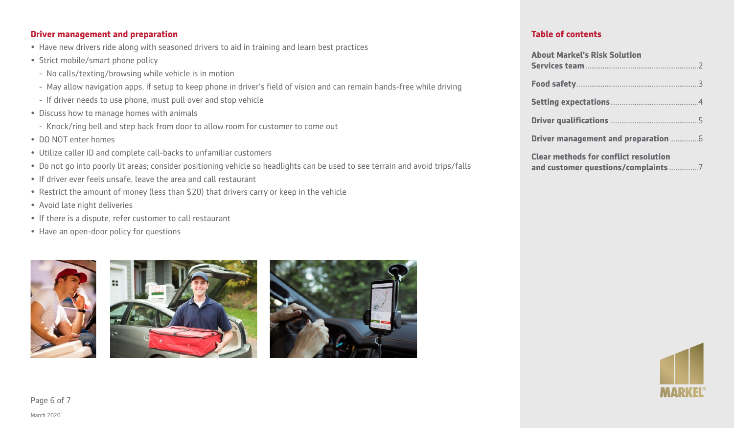## Driver management and preparation

- Have new drivers ride along with seasoned drivers to aid in training and learn best practices
- Strict mobile/smart phone policy
  - No calls/texting/browsing while vehicle is in motion
  - May allow navigation apps, if setup to keep phone in driver's field of vision and can remain hands-free while driving
  - If driver needs to use phone, must pull over and stop vehicle
- Discuss how to manage homes with animals
  - Knock/ring bell and step back from door to allow room for customer to come out
- DO NOT enter homes
- Utilize caller ID and complete call-backs to unfamiliar customers
- Do not go into poorly lit areas; consider positioning vehicle so headlights can be used to see terrain and avoid trips/falls
- If driver ever feels unsafe, leave the area and call restaurant
- Restrict the amount of money (less than $20) that drivers carry or keep in the vehicle
- Avoid late night deliveries
- If there is a dispute, refer customer to call restaurant
- Have an open-door policy for questions

## Table of contents

- **About Markel's Risk Solution Services team** ........ 2
- **Food safety** ........ 3
- **Setting expectations** ........ 4
- **Driver qualifications** ........ 5
- **Driver management and preparation** ........ 6
- **Clear methods for conflict resolution and customer questions/complaints** ........ 7

March 2020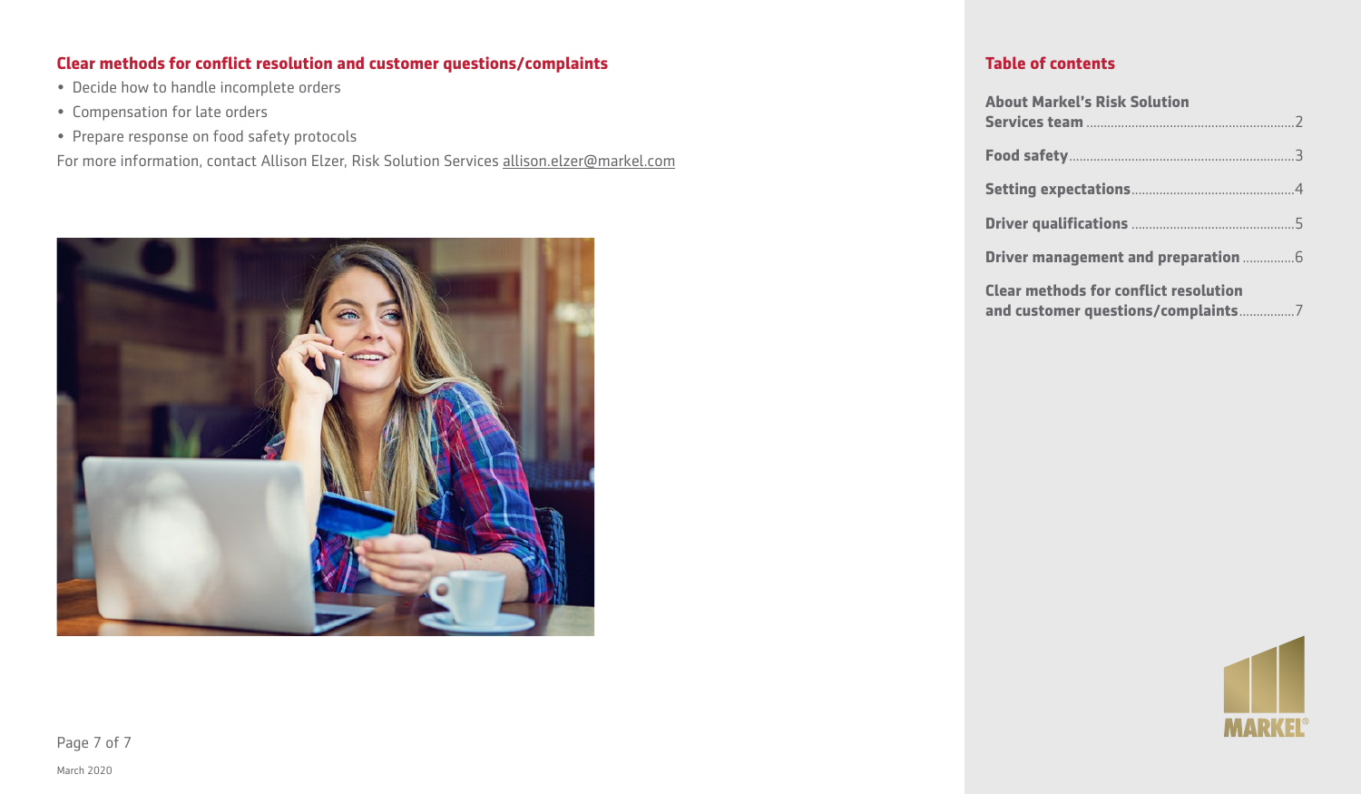## Clear methods for conflict resolution and customer questions/complaints

- Decide how to handle incomplete orders
- Compensation for late orders
- Prepare response on food safety protocols

For more information, contact Allison Elzer, Risk Solution Services allison.elzer@markel.com

March 2020

## Table of contents

About Markel's Risk Solution Services team ..... 2

Food safety ..... 3

Setting expectations ..... 4

Driver qualifications ..... 5

Driver management and preparation ..... 6

Clear methods for conflict resolution and customer questions/complaints ..... 7

MARKEL®